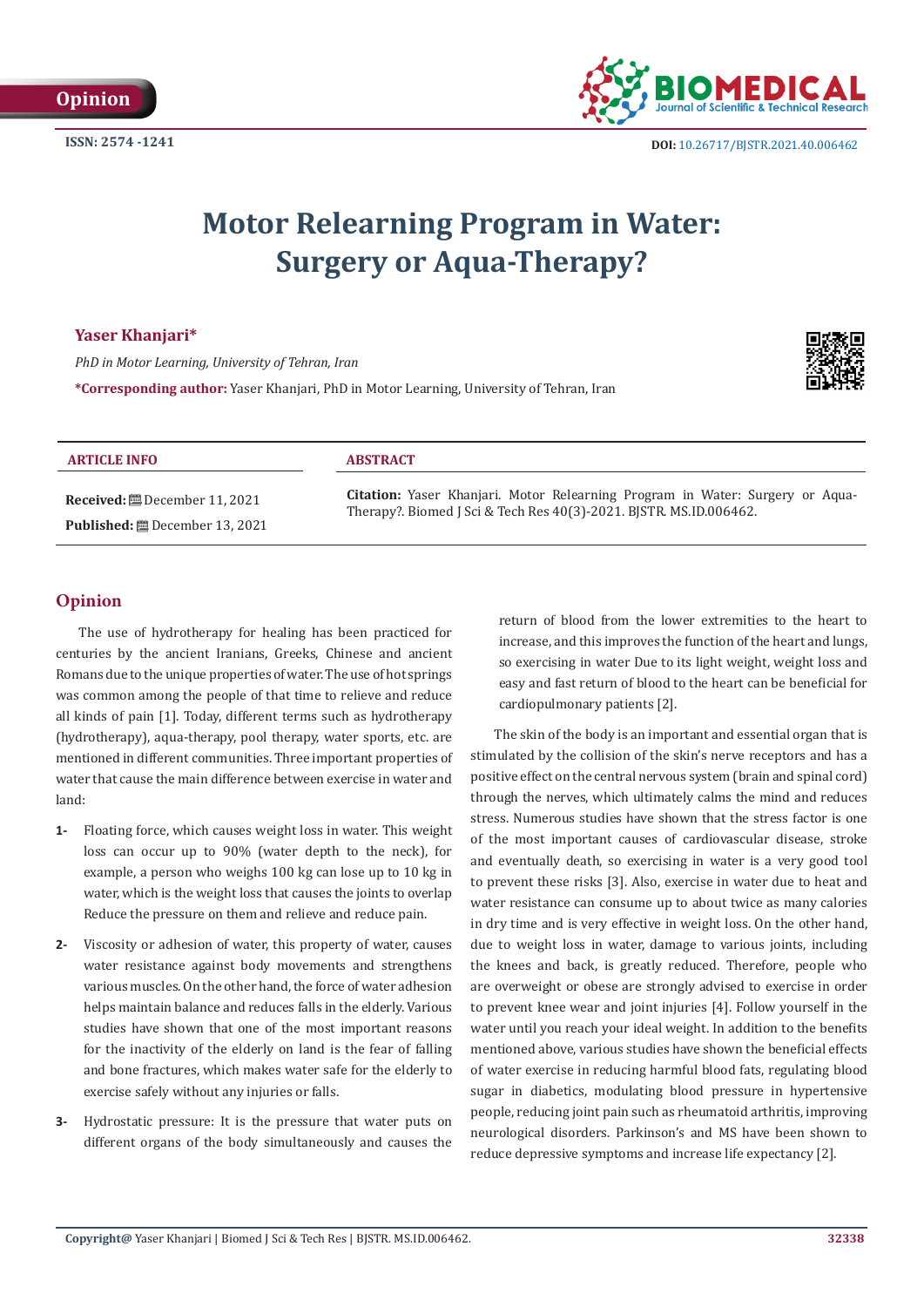Opinion

ISSN: 2574 -1241

DOI: 10.26717/BJSTR.2021.40.006462

# Motor Relearning Program in Water: Surgery or Aqua-Therapy?

**Yaser Khanjari***

*PhD in Motor Learning, University of Tehran, Iran*

***Corresponding author:** Yaser Khanjari, PhD in Motor Learning, University of Tehran, Iran

**ARTICLE INFO**

**Received:** December 11, 2021

**Published:** December 13, 2021

**ABSTRACT**

**Citation:** Yaser Khanjari. Motor Relearning Program in Water: Surgery or Aqua-Therapy?. Biomed J Sci & Tech Res 40(3)-2021. BJSTR. MS.ID.006462.

## Opinion

The use of hydrotherapy for healing has been practiced for centuries by the ancient Iranians, Greeks, Chinese and ancient Romans due to the unique properties of water. The use of hot springs was common among the people of that time to relieve and reduce all kinds of pain [1]. Today, different terms such as hydrotherapy (hydrotherapy), aqua-therapy, pool therapy, water sports, etc. are mentioned in different communities. Three important properties of water that cause the main difference between exercise in water and land:

1- Floating force, which causes weight loss in water. This weight loss can occur up to 90% (water depth to the neck), for example, a person who weighs 100 kg can lose up to 10 kg in water, which is the weight loss that causes the joints to overlap Reduce the pressure on them and relieve and reduce pain.

2- Viscosity or adhesion of water, this property of water, causes water resistance against body movements and strengthens various muscles. On the other hand, the force of water adhesion helps maintain balance and reduces falls in the elderly. Various studies have shown that one of the most important reasons for the inactivity of the elderly on land is the fear of falling and bone fractures, which makes water safe for the elderly to exercise safely without any injuries or falls.

3- Hydrostatic pressure: It is the pressure that water puts on different organs of the body simultaneously and causes the return of blood from the lower extremities to the heart to increase, and this improves the function of the heart and lungs, so exercising in water Due to its light weight, weight loss and easy and fast return of blood to the heart can be beneficial for cardiopulmonary patients [2].

The skin of the body is an important and essential organ that is stimulated by the collision of the skin's nerve receptors and has a positive effect on the central nervous system (brain and spinal cord) through the nerves, which ultimately calms the mind and reduces stress. Numerous studies have shown that the stress factor is one of the most important causes of cardiovascular disease, stroke and eventually death, so exercising in water is a very good tool to prevent these risks [3]. Also, exercise in water due to heat and water resistance can consume up to about twice as many calories in dry time and is very effective in weight loss. On the other hand, due to weight loss in water, damage to various joints, including the knees and back, is greatly reduced. Therefore, people who are overweight or obese are strongly advised to exercise in order to prevent knee wear and joint injuries [4]. Follow yourself in the water until you reach your ideal weight. In addition to the benefits mentioned above, various studies have shown the beneficial effects of water exercise in reducing harmful blood fats, regulating blood sugar in diabetics, modulating blood pressure in hypertensive people, reducing joint pain such as rheumatoid arthritis, improving neurological disorders. Parkinson's and MS have been shown to reduce depressive symptoms and increase life expectancy [2].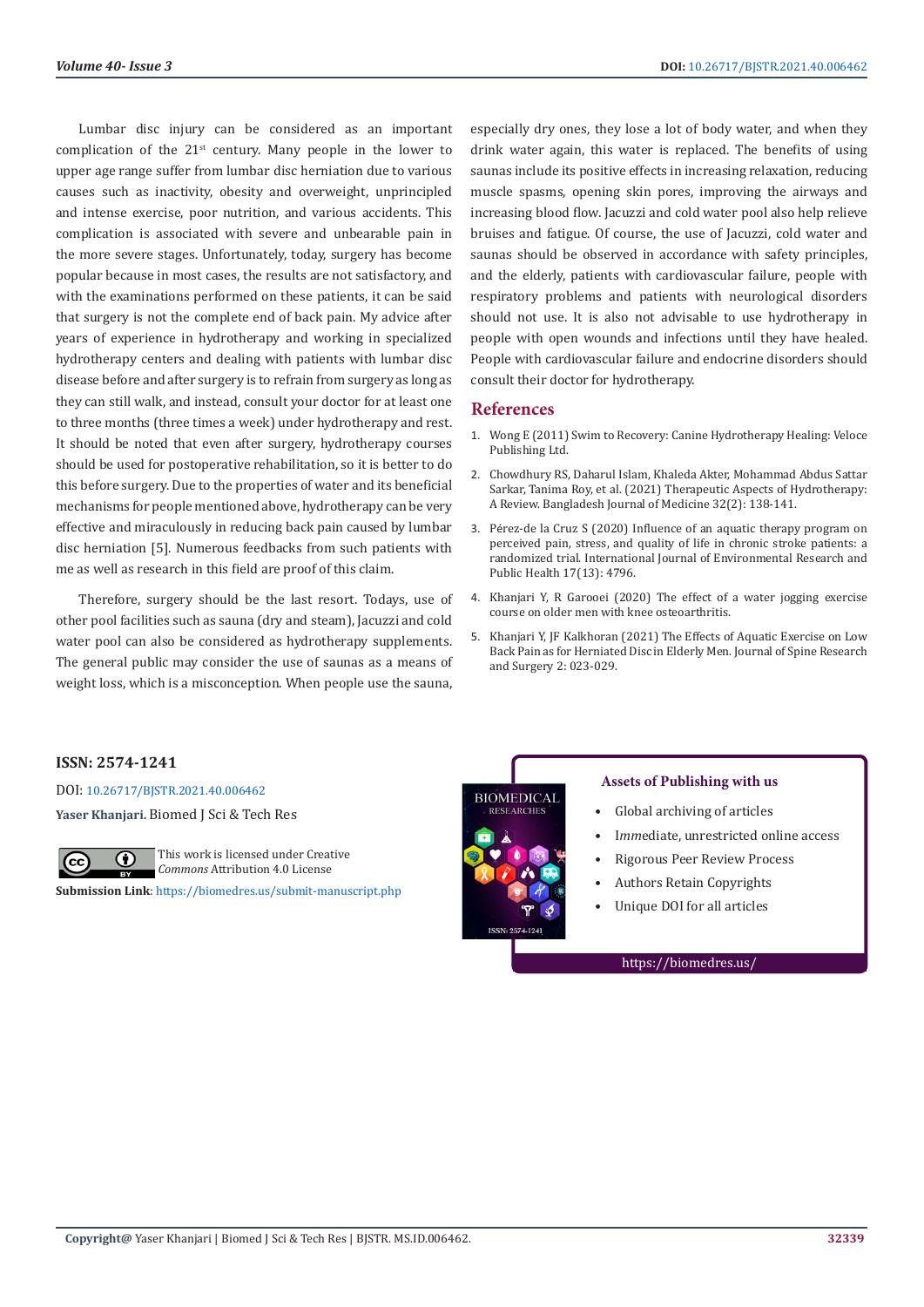Lumbar disc injury can be considered as an important complication of the 21st century. Many people in the lower to upper age range suffer from lumbar disc herniation due to various causes such as inactivity, obesity and overweight, unprincipled and intense exercise, poor nutrition, and various accidents. This complication is associated with severe and unbearable pain in the more severe stages. Unfortunately, today, surgery has become popular because in most cases, the results are not satisfactory, and with the examinations performed on these patients, it can be said that surgery is not the complete end of back pain. My advice after years of experience in hydrotherapy and working in specialized hydrotherapy centers and dealing with patients with lumbar disc disease before and after surgery is to refrain from surgery as long as they can still walk, and instead, consult your doctor for at least one to three months (three times a week) under hydrotherapy and rest. It should be noted that even after surgery, hydrotherapy courses should be used for postoperative rehabilitation, so it is better to do this before surgery. Due to the properties of water and its beneficial mechanisms for people mentioned above, hydrotherapy can be very effective and miraculously in reducing back pain caused by lumbar disc herniation [5]. Numerous feedbacks from such patients with me as well as research in this field are proof of this claim.

Therefore, surgery should be the last resort. Todays, use of other pool facilities such as sauna (dry and steam), Jacuzzi and cold water pool can also be considered as hydrotherapy supplements. The general public may consider the use of saunas as a means of weight loss, which is a misconception. When people use the sauna, especially dry ones, they lose a lot of body water, and when they drink water again, this water is replaced. The benefits of using saunas include its positive effects in increasing relaxation, reducing muscle spasms, opening skin pores, improving the airways and increasing blood flow. Jacuzzi and cold water pool also help relieve bruises and fatigue. Of course, the use of Jacuzzi, cold water and saunas should be observed in accordance with safety principles, and the elderly, patients with cardiovascular failure, people with respiratory problems and patients with neurological disorders should not use. It is also not advisable to use hydrotherapy in people with open wounds and infections until they have healed. People with cardiovascular failure and endocrine disorders should consult their doctor for hydrotherapy.

## References

1. Wong E (2011) Swim to Recovery: Canine Hydrotherapy Healing: Veloce Publishing Ltd.
2. Chowdhury RS, Daharul Islam, Khaleda Akter, Mohammad Abdus Sattar Sarkar, Tanima Roy, et al. (2021) Therapeutic Aspects of Hydrotherapy: A Review. Bangladesh Journal of Medicine 32(2): 138-141.
3. Pérez-de la Cruz S (2020) Influence of an aquatic therapy program on perceived pain, stress, and quality of life in chronic stroke patients: a randomized trial. International Journal of Environmental Research and Public Health 17(13): 4796.
4. Khanjari Y, R Garooei (2020) The effect of a water jogging exercise course on older men with knee osteoarthritis.
5. Khanjari Y, JF Kalkhoran (2021) The Effects of Aquatic Exercise on Low Back Pain as for Herniated Disc in Elderly Men. Journal of Spine Research and Surgery 2: 023-029.

**ISSN: 2574-1241**

DOI: 10.26717/BJSTR.2021.40.006462

**Yaser Khanjari.** Biomed J Sci & Tech Res

This work is licensed under Creative *Commons* Attribution 4.0 License

**Submission Link**: https://biomedres.us/submit-manuscript.php

**Assets of Publishing with us**

- Global archiving of articles
- Immediate, unrestricted online access
- Rigorous Peer Review Process
- Authors Retain Copyrights
- Unique DOI for all articles

https://biomedres.us/